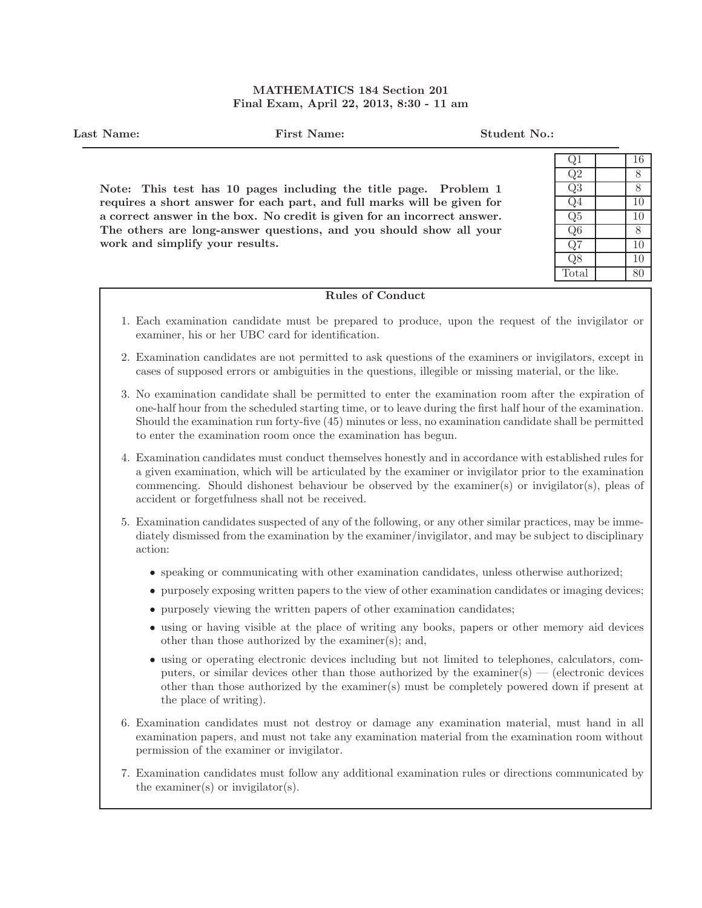# MATHEMATICS 184 Section 201
## Final Exam, April 22, 2013, 8:30 - 11 am

**Last Name:** **First Name:** **Student No.:**

**Note: This test has 10 pages including the title page. Problem 1 requires a short answer for each part, and full marks will be given for a correct answer in the box. No credit is given for an incorrect answer. The others are long-answer questions, and you should show all your work and simplify your results.**

| | | |
|---|---|---|
| Q1 | | 16 |
| Q2 | | 8 |
| Q3 | | 8 |
| Q4 | | 10 |
| Q5 | | 10 |
| Q6 | | 8 |
| Q7 | | 10 |
| Q8 | | 10 |
| Total | | 80 |

### Rules of Conduct

1. Each examination candidate must be prepared to produce, upon the request of the invigilator or examiner, his or her UBC card for identification.
2. Examination candidates are not permitted to ask questions of the examiners or invigilators, except in cases of supposed errors or ambiguities in the questions, illegible or missing material, or the like.
3. No examination candidate shall be permitted to enter the examination room after the expiration of one-half hour from the scheduled starting time, or to leave during the first half hour of the examination. Should the examination run forty-five (45) minutes or less, no examination candidate shall be permitted to enter the examination room once the examination has begun.
4. Examination candidates must conduct themselves honestly and in accordance with established rules for a given examination, which will be articulated by the examiner or invigilator prior to the examination commencing. Should dishonest behaviour be observed by the examiner(s) or invigilator(s), pleas of accident or forgetfulness shall not be received.
5. Examination candidates suspected of any of the following, or any other similar practices, may be immediately dismissed from the examination by the examiner/invigilator, and may be subject to disciplinary action:
   - speaking or communicating with other examination candidates, unless otherwise authorized;
   - purposely exposing written papers to the view of other examination candidates or imaging devices;
   - purposely viewing the written papers of other examination candidates;
   - using or having visible at the place of writing any books, papers or other memory aid devices other than those authorized by the examiner(s); and,
   - using or operating electronic devices including but not limited to telephones, calculators, computers, or similar devices other than those authorized by the examiner(s) — (electronic devices other than those authorized by the examiner(s) must be completely powered down if present at the place of writing).
6. Examination candidates must not destroy or damage any examination material, must hand in all examination papers, and must not take any examination material from the examination room without permission of the examiner or invigilator.
7. Examination candidates must follow any additional examination rules or directions communicated by the examiner(s) or invigilator(s).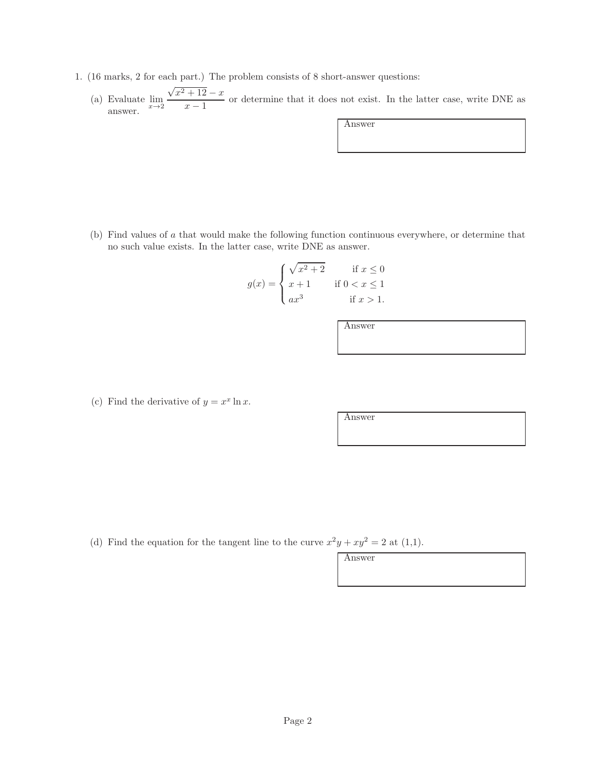1. (16 marks, 2 for each part.) The problem consists of 8 short-answer questions:

   (a) Evaluate $\lim_{x \to 2} \frac{\sqrt{x^2+12}-x}{x-1}$ or determine that it does not exist. In the latter case, write DNE as answer.

   Answer

   (b) Find values of $a$ that would make the following function continuous everywhere, or determine that no such value exists. In the latter case, write DNE as answer.

   $$g(x) = \begin{cases} \sqrt{x^2+2} & \text{if } x \leq 0 \\ x+1 & \text{if } 0 < x \leq 1 \\ ax^3 & \text{if } x > 1. \end{cases}$$

   Answer

   (c) Find the derivative of $y = x^x \ln x$.

   Answer

   (d) Find the equation for the tangent line to the curve $x^2y + xy^2 = 2$ at (1,1).

   Answer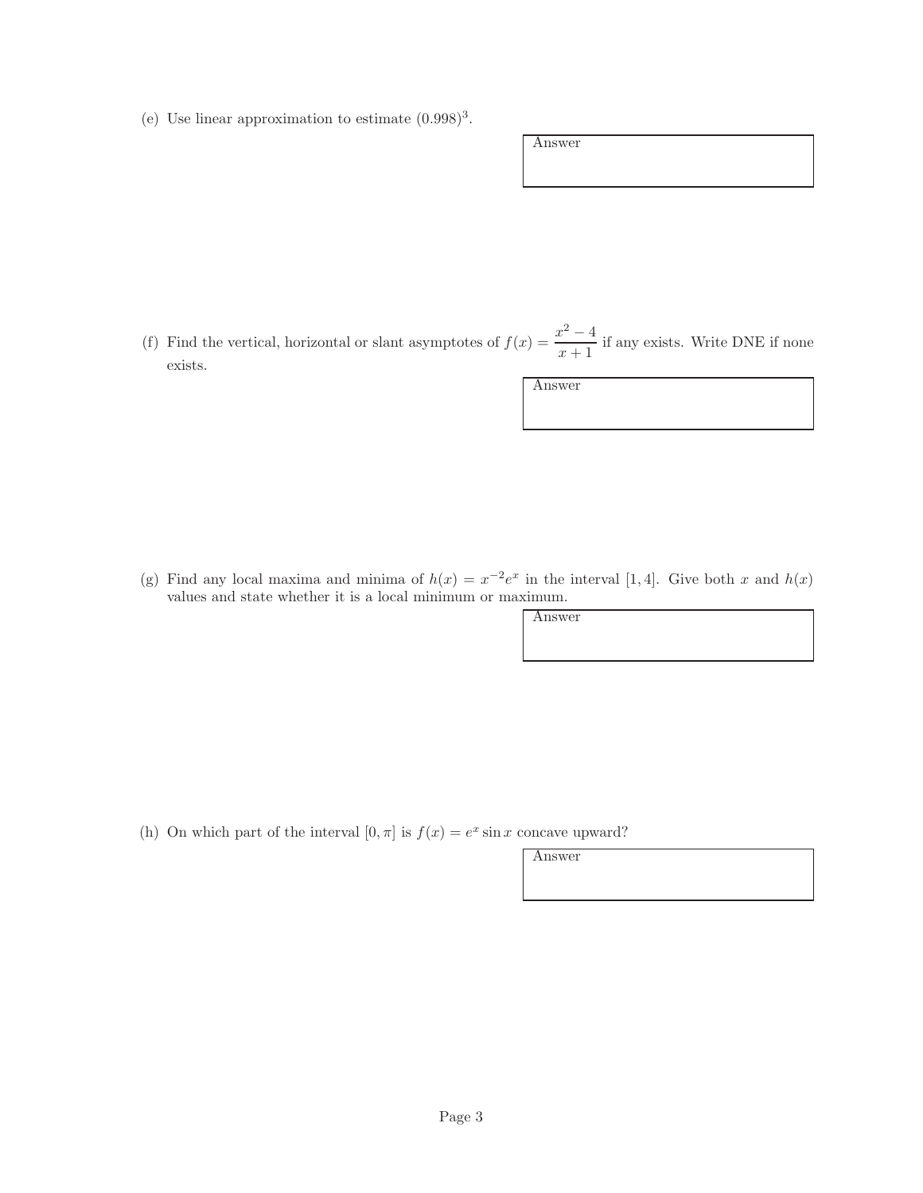(e) Use linear approximation to estimate $(0.998)^3$.

Answer

(f) Find the vertical, horizontal or slant asymptotes of $f(x) = \dfrac{x^2 - 4}{x + 1}$ if any exists. Write DNE if none exists.

Answer

(g) Find any local maxima and minima of $h(x) = x^{-2}e^x$ in the interval $[1, 4]$. Give both $x$ and $h(x)$ values and state whether it is a local minimum or maximum.

Answer

(h) On which part of the interval $[0, \pi]$ is $f(x) = e^x \sin x$ concave upward?

Answer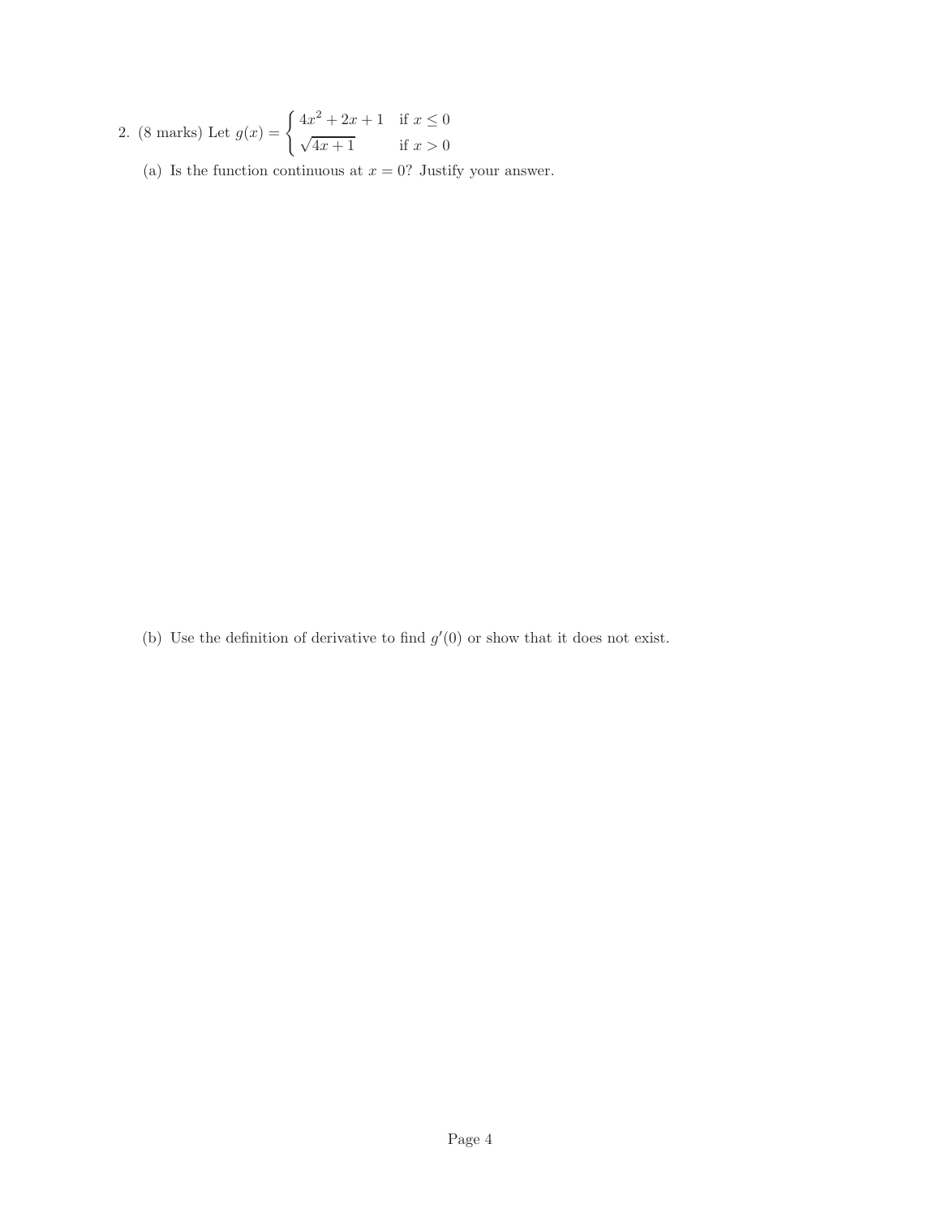2. (8 marks) Let $g(x) = \begin{cases} 4x^2 + 2x + 1 & \text{if } x \leq 0 \\ \sqrt{4x+1} & \text{if } x > 0 \end{cases}$

(a) Is the function continuous at $x = 0$? Justify your answer.

(b) Use the definition of derivative to find $g'(0)$ or show that it does not exist.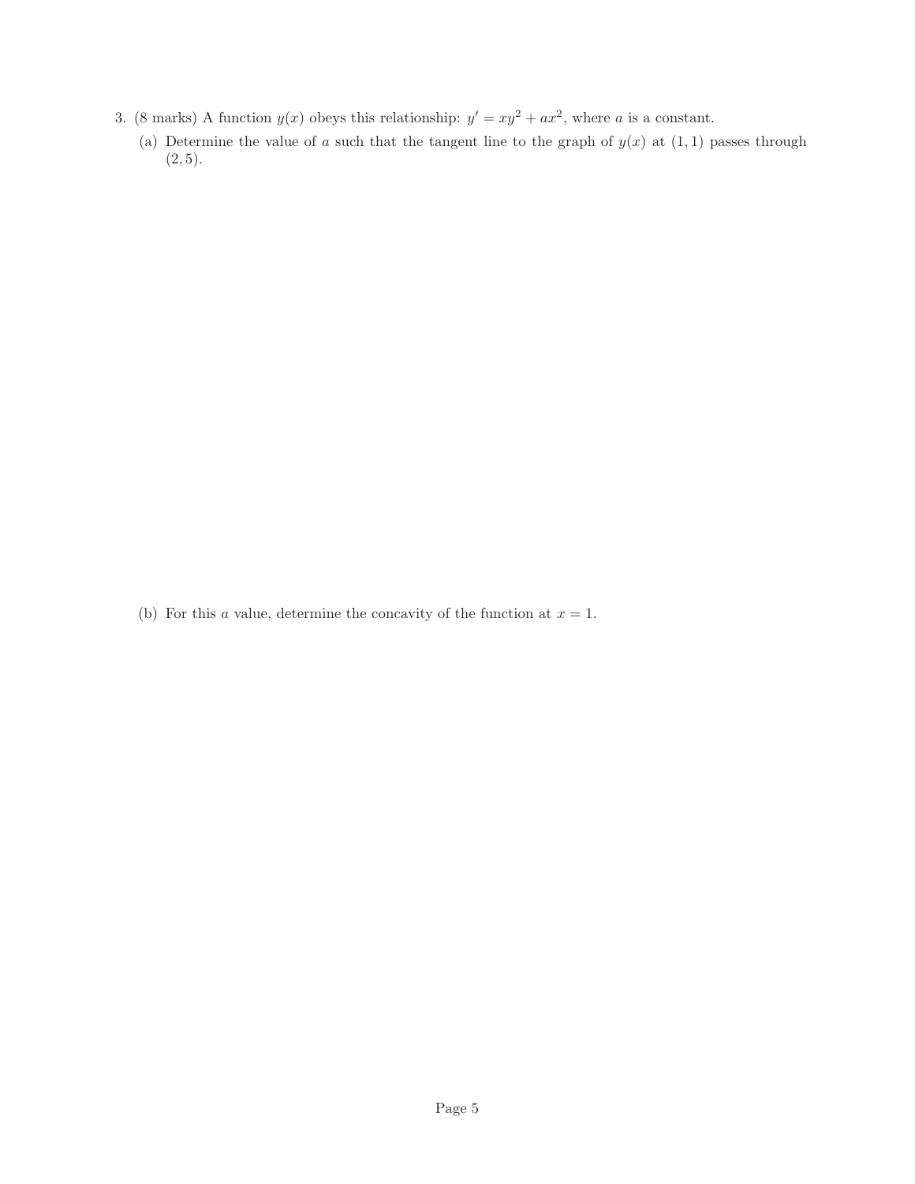3. (8 marks) A function $y(x)$ obeys this relationship: $y' = xy^2 + ax^2$, where $a$ is a constant.

   (a) Determine the value of $a$ such that the tangent line to the graph of $y(x)$ at $(1, 1)$ passes through $(2, 5)$.

   (b) For this $a$ value, determine the concavity of the function at $x = 1$.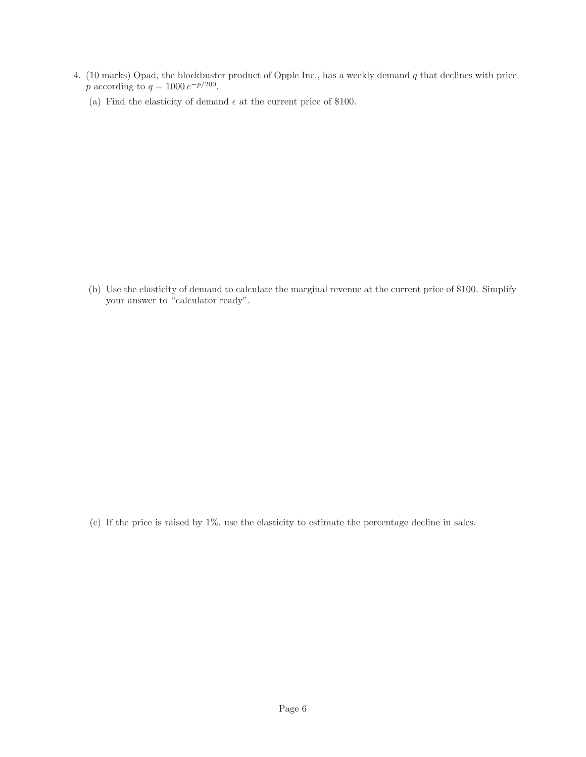4. (10 marks) Opad, the blockbuster product of Opple Inc., has a weekly demand $q$ that declines with price $p$ according to $q = 1000\, e^{-p/200}$.

   (a) Find the elasticity of demand $\epsilon$ at the current price of \$100.

   (b) Use the elasticity of demand to calculate the marginal revenue at the current price of \$100. Simplify your answer to "calculator ready".

   (c) If the price is raised by 1%, use the elasticity to estimate the percentage decline in sales.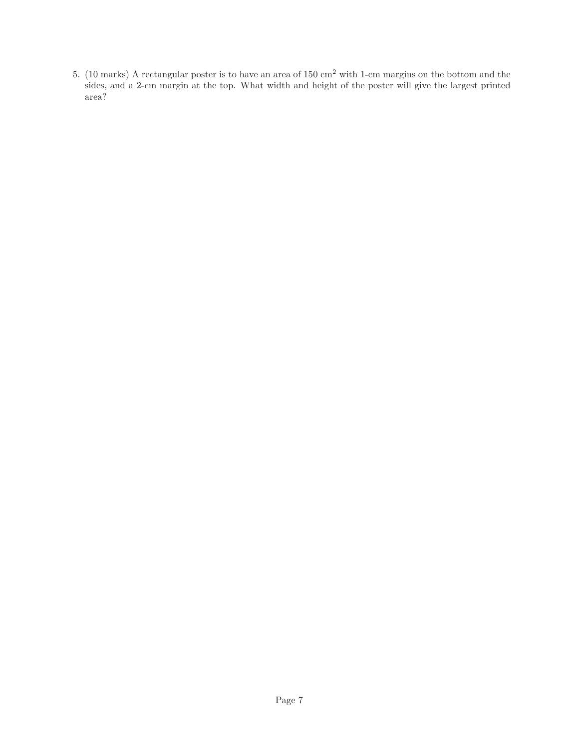5. (10 marks) A rectangular poster is to have an area of 150 $\text{cm}^2$ with 1-cm margins on the bottom and the sides, and a 2-cm margin at the top. What width and height of the poster will give the largest printed area?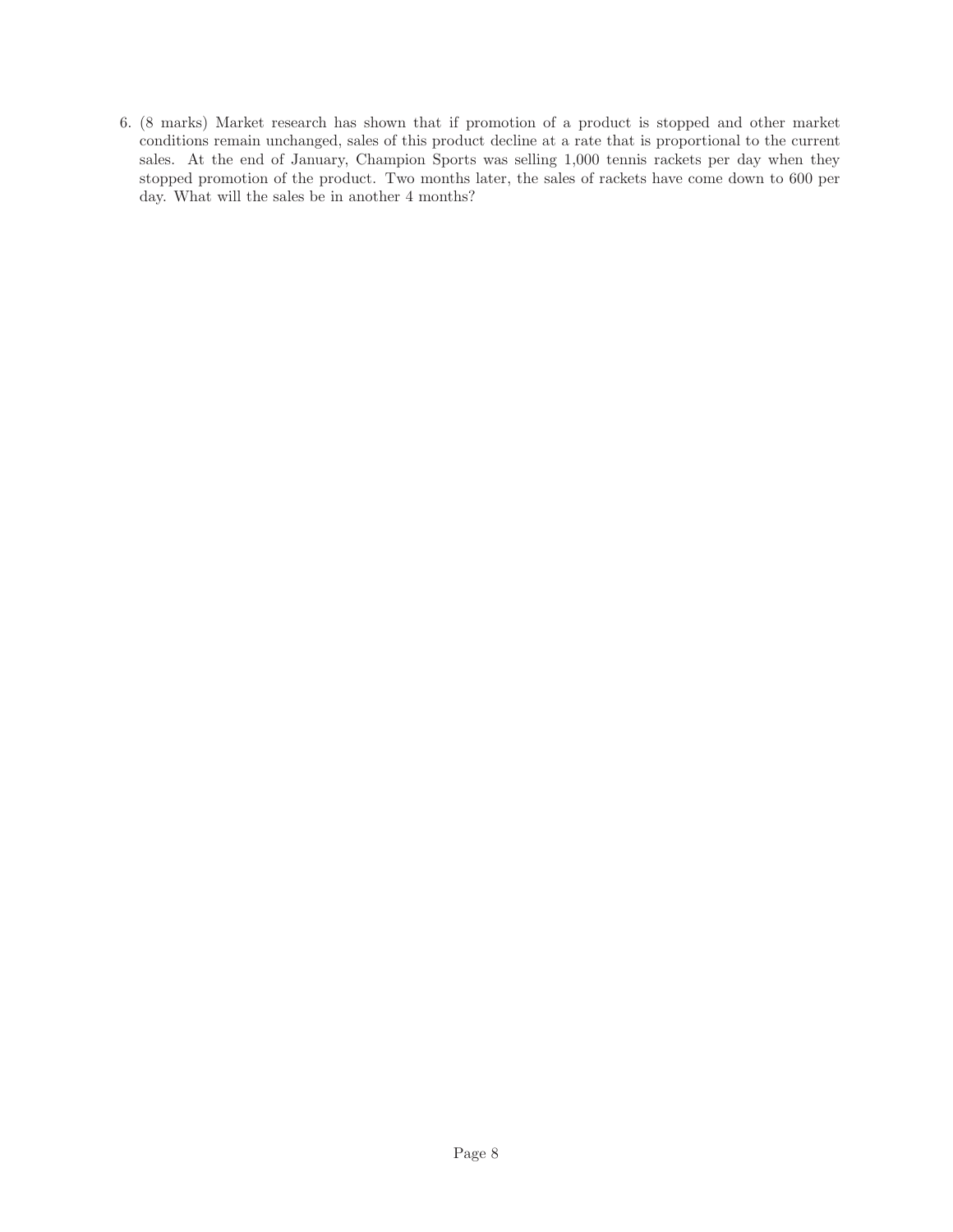6. (8 marks) Market research has shown that if promotion of a product is stopped and other market conditions remain unchanged, sales of this product decline at a rate that is proportional to the current sales. At the end of January, Champion Sports was selling 1,000 tennis rackets per day when they stopped promotion of the product. Two months later, the sales of rackets have come down to 600 per day. What will the sales be in another 4 months?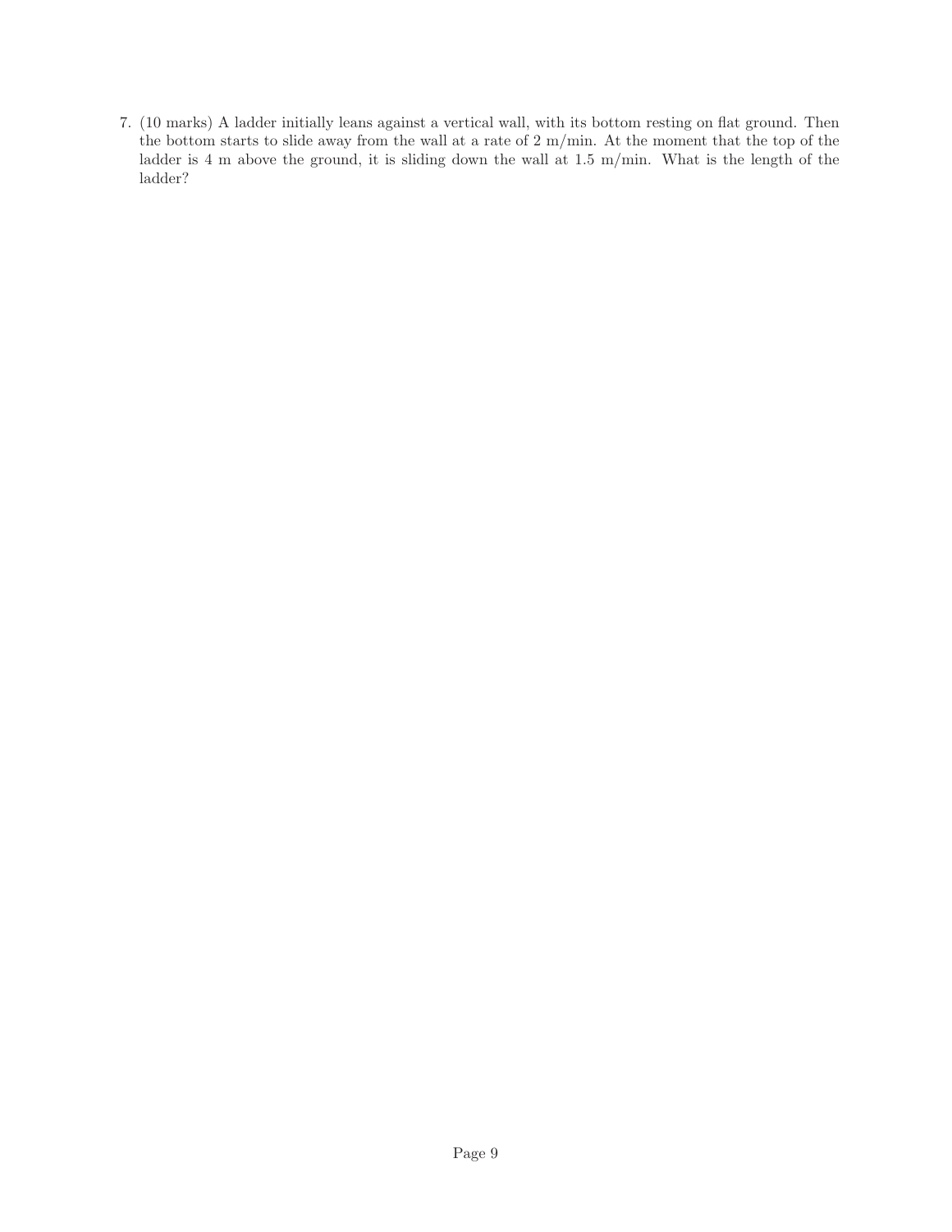7. (10 marks) A ladder initially leans against a vertical wall, with its bottom resting on flat ground. Then the bottom starts to slide away from the wall at a rate of 2 m/min. At the moment that the top of the ladder is 4 m above the ground, it is sliding down the wall at 1.5 m/min. What is the length of the ladder?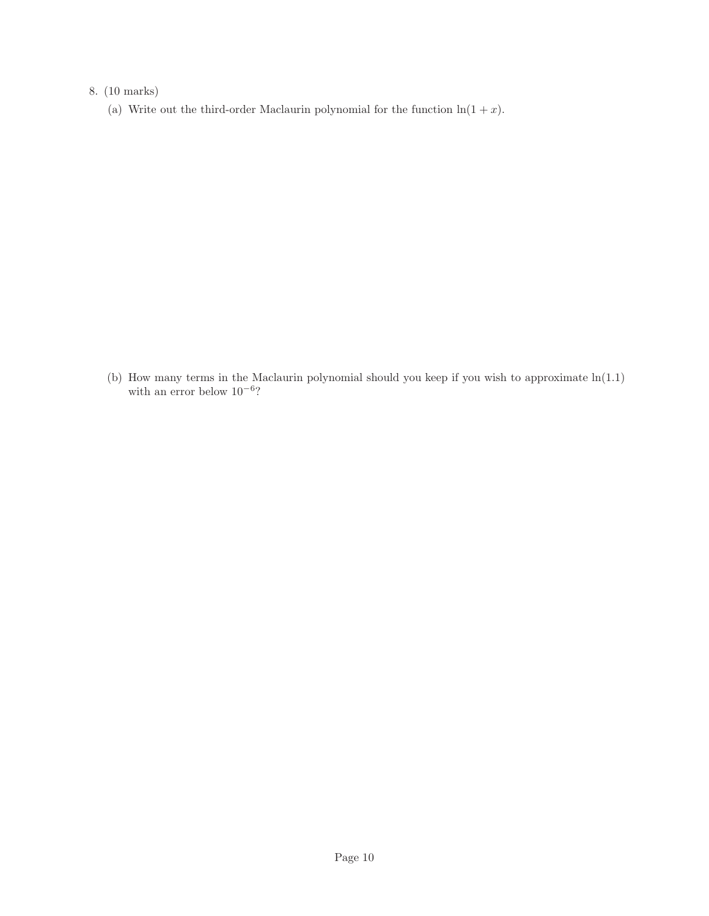8. (10 marks)

(a) Write out the third-order Maclaurin polynomial for the function $\ln(1 + x)$.

(b) How many terms in the Maclaurin polynomial should you keep if you wish to approximate $\ln(1.1)$ with an error below $10^{-6}$?